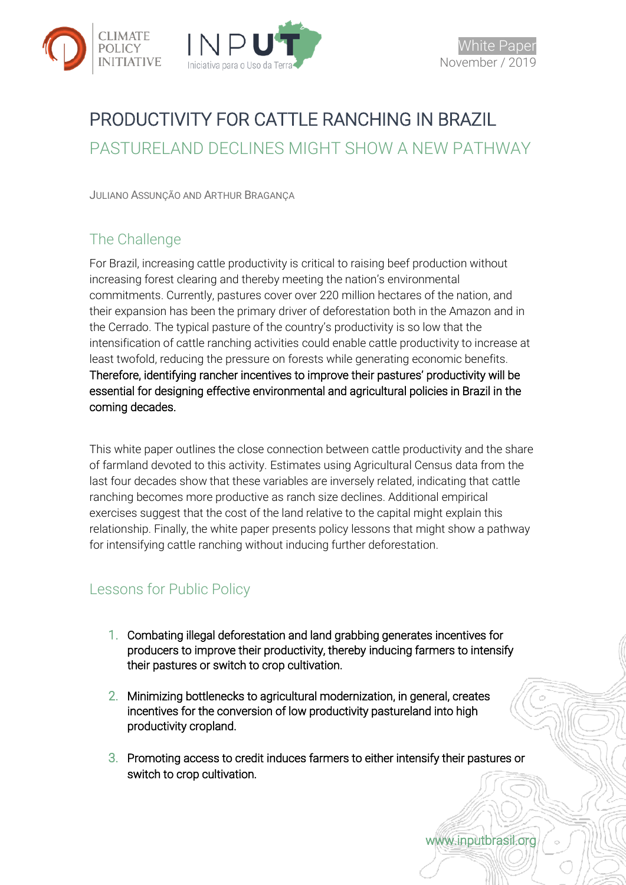White Paper
November / 2019

# PRODUCTIVITY FOR CATTLE RANCHING IN BRAZIL

## PASTURELAND DECLINES MIGHT SHOW A NEW PATHWAY

JULIANO ASSUNÇÃO AND ARTHUR BRAGANÇA

## The Challenge

For Brazil, increasing cattle productivity is critical to raising beef production without increasing forest clearing and thereby meeting the nation's environmental commitments. Currently, pastures cover over 220 million hectares of the nation, and their expansion has been the primary driver of deforestation both in the Amazon and in the Cerrado. The typical pasture of the country's productivity is so low that the intensification of cattle ranching activities could enable cattle productivity to increase at least twofold, reducing the pressure on forests while generating economic benefits. Therefore, identifying rancher incentives to improve their pastures' productivity will be essential for designing effective environmental and agricultural policies in Brazil in the coming decades.

This white paper outlines the close connection between cattle productivity and the share of farmland devoted to this activity. Estimates using Agricultural Census data from the last four decades show that these variables are inversely related, indicating that cattle ranching becomes more productive as ranch size declines. Additional empirical exercises suggest that the cost of the land relative to the capital might explain this relationship. Finally, the white paper presents policy lessons that might show a pathway for intensifying cattle ranching without inducing further deforestation.

## Lessons for Public Policy

1. Combating illegal deforestation and land grabbing generates incentives for producers to improve their productivity, thereby inducing farmers to intensify their pastures or switch to crop cultivation.
2. Minimizing bottlenecks to agricultural modernization, in general, creates incentives for the conversion of low productivity pastureland into high productivity cropland.
3. Promoting access to credit induces farmers to either intensify their pastures or switch to crop cultivation.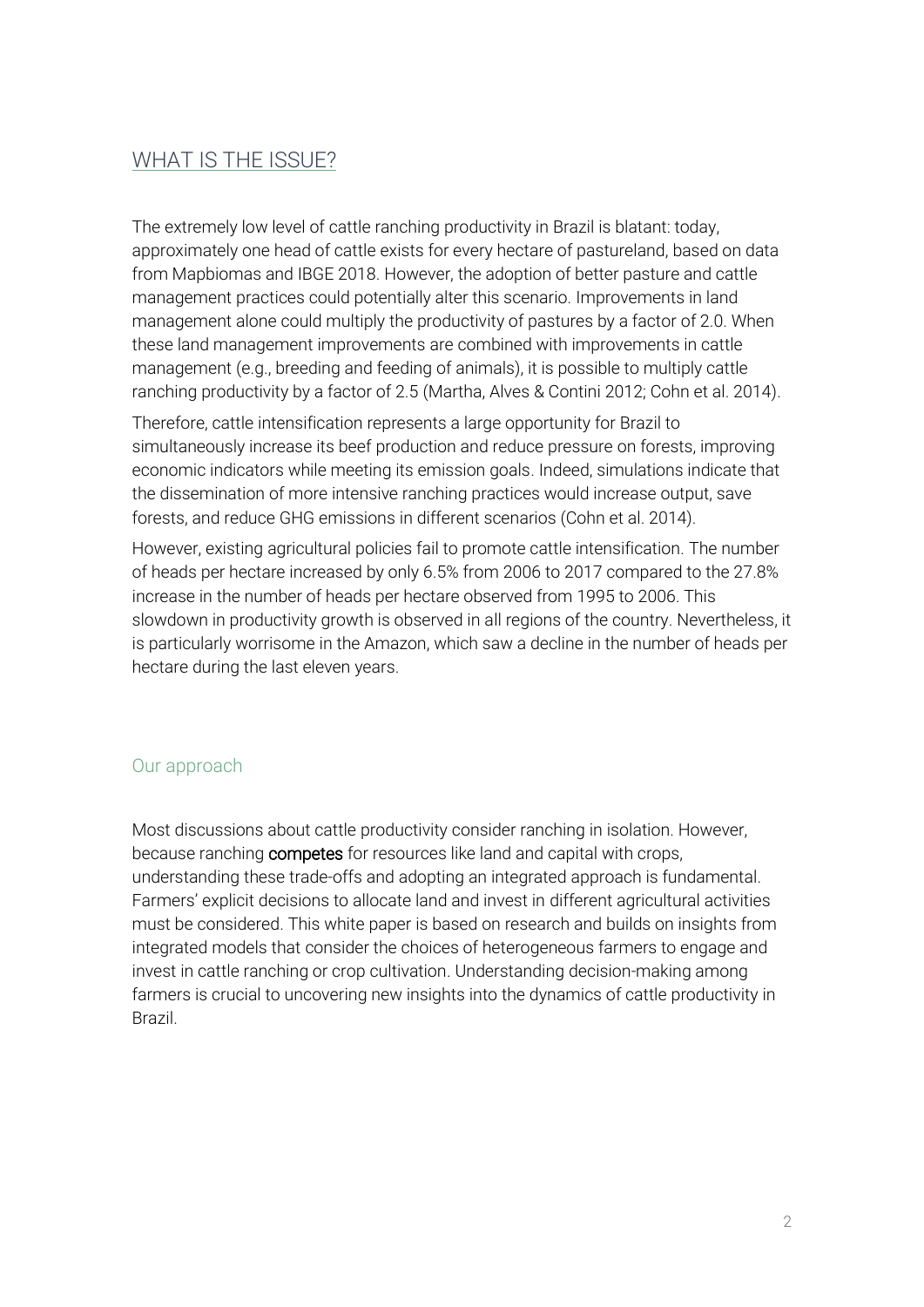## WHAT IS THE ISSUE?

The extremely low level of cattle ranching productivity in Brazil is blatant: today, approximately one head of cattle exists for every hectare of pastureland, based on data from Mapbiomas and IBGE 2018. However, the adoption of better pasture and cattle management practices could potentially alter this scenario. Improvements in land management alone could multiply the productivity of pastures by a factor of 2.0. When these land management improvements are combined with improvements in cattle management (e.g., breeding and feeding of animals), it is possible to multiply cattle ranching productivity by a factor of 2.5 (Martha, Alves & Contini 2012; Cohn et al. 2014).

Therefore, cattle intensification represents a large opportunity for Brazil to simultaneously increase its beef production and reduce pressure on forests, improving economic indicators while meeting its emission goals. Indeed, simulations indicate that the dissemination of more intensive ranching practices would increase output, save forests, and reduce GHG emissions in different scenarios (Cohn et al. 2014).

However, existing agricultural policies fail to promote cattle intensification. The number of heads per hectare increased by only 6.5% from 2006 to 2017 compared to the 27.8% increase in the number of heads per hectare observed from 1995 to 2006. This slowdown in productivity growth is observed in all regions of the country. Nevertheless, it is particularly worrisome in the Amazon, which saw a decline in the number of heads per hectare during the last eleven years.

### Our approach

Most discussions about cattle productivity consider ranching in isolation. However, because ranching **competes** for resources like land and capital with crops, understanding these trade-offs and adopting an integrated approach is fundamental. Farmers' explicit decisions to allocate land and invest in different agricultural activities must be considered. This white paper is based on research and builds on insights from integrated models that consider the choices of heterogeneous farmers to engage and invest in cattle ranching or crop cultivation. Understanding decision-making among farmers is crucial to uncovering new insights into the dynamics of cattle productivity in Brazil.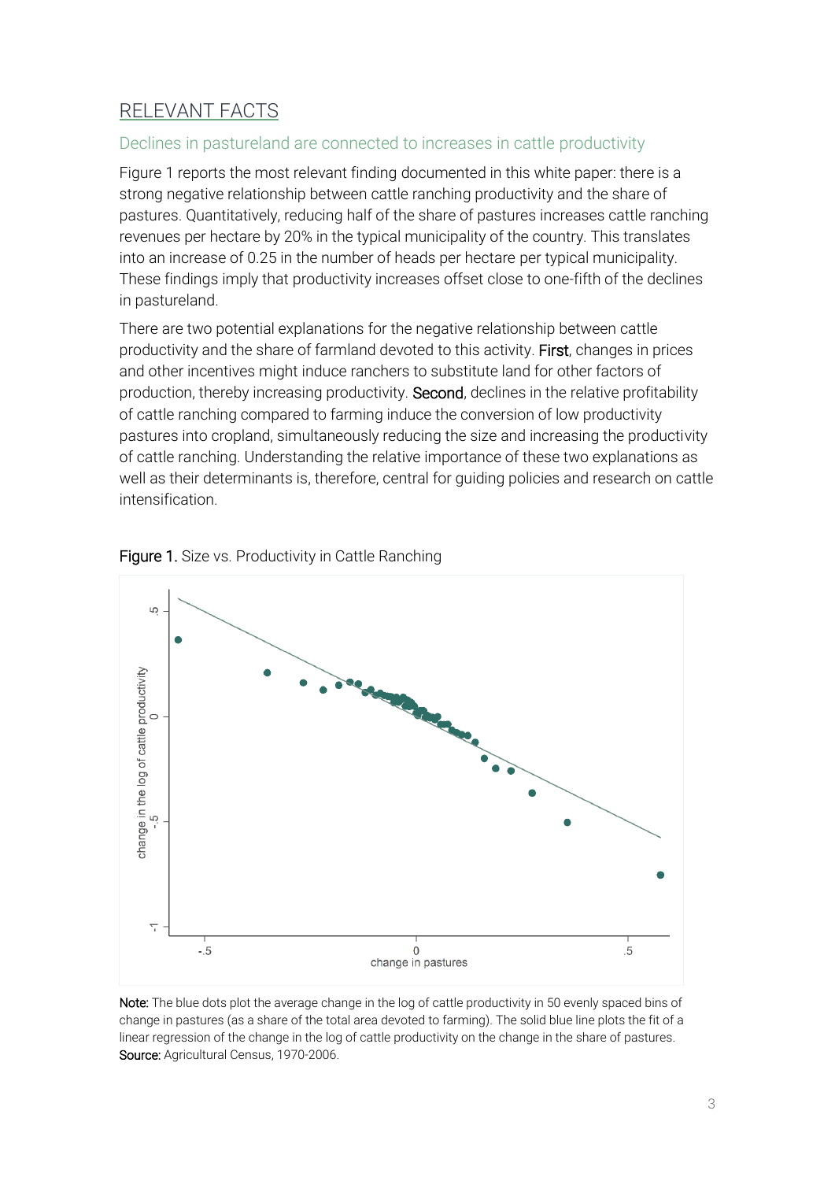## RELEVANT FACTS

### Declines in pastureland are connected to increases in cattle productivity

Figure 1 reports the most relevant finding documented in this white paper: there is a strong negative relationship between cattle ranching productivity and the share of pastures. Quantitatively, reducing half of the share of pastures increases cattle ranching revenues per hectare by 20% in the typical municipality of the country. This translates into an increase of 0.25 in the number of heads per hectare per typical municipality. These findings imply that productivity increases offset close to one-fifth of the declines in pastureland.

There are two potential explanations for the negative relationship between cattle productivity and the share of farmland devoted to this activity. **First**, changes in prices and other incentives might induce ranchers to substitute land for other factors of production, thereby increasing productivity. **Second**, declines in the relative profitability of cattle ranching compared to farming induce the conversion of low productivity pastures into cropland, simultaneously reducing the size and increasing the productivity of cattle ranching. Understanding the relative importance of these two explanations as well as their determinants is, therefore, central for guiding policies and research on cattle intensification.

**Figure 1.** Size vs. Productivity in Cattle Ranching

**Note:** The blue dots plot the average change in the log of cattle productivity in 50 evenly spaced bins of change in pastures (as a share of the total area devoted to farming). The solid blue line plots the fit of a linear regression of the change in the log of cattle productivity on the change in the share of pastures.
**Source:** Agricultural Census, 1970-2006.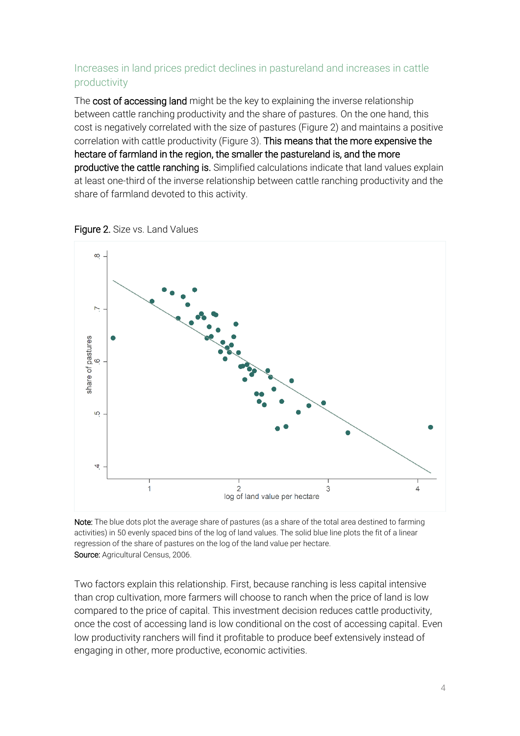### Increases in land prices predict declines in pastureland and increases in cattle productivity

The **cost of accessing land** might be the key to explaining the inverse relationship between cattle ranching productivity and the share of pastures. On the one hand, this cost is negatively correlated with the size of pastures (Figure 2) and maintains a positive correlation with cattle productivity (Figure 3). **This means that the more expensive the hectare of farmland in the region, the smaller the pastureland is, and the more productive the cattle ranching is.** Simplified calculations indicate that land values explain at least one-third of the inverse relationship between cattle ranching productivity and the share of farmland devoted to this activity.

**Figure 2.** Size vs. Land Values

**Note:** The blue dots plot the average share of pastures (as a share of the total area destined to farming activities) in 50 evenly spaced bins of the log of land values. The solid blue line plots the fit of a linear regression of the share of pastures on the log of the land value per hectare.
**Source:** Agricultural Census, 2006.

Two factors explain this relationship. First, because ranching is less capital intensive than crop cultivation, more farmers will choose to ranch when the price of land is low compared to the price of capital. This investment decision reduces cattle productivity, once the cost of accessing land is low conditional on the cost of accessing capital. Even low productivity ranchers will find it profitable to produce beef extensively instead of engaging in other, more productive, economic activities.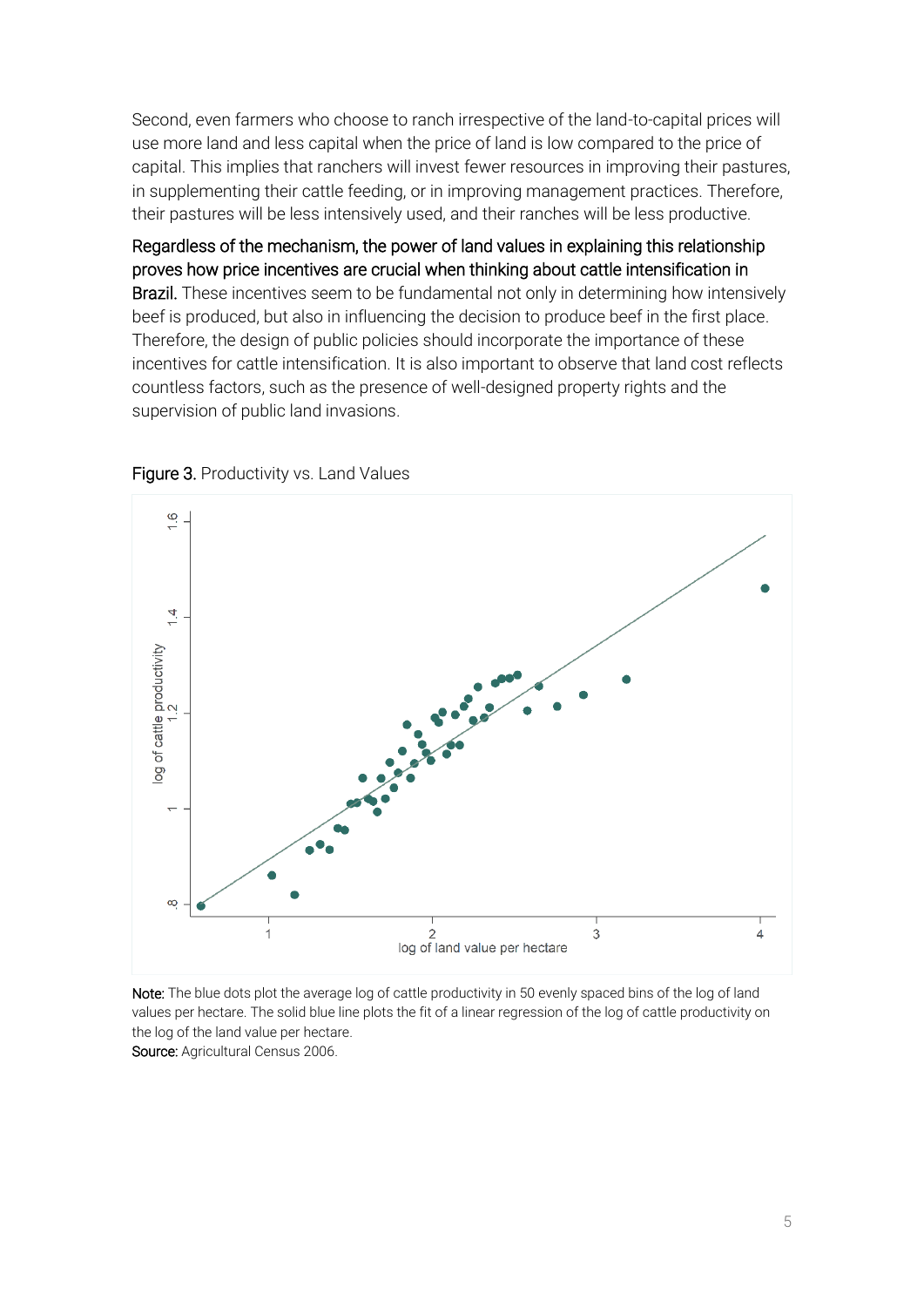Second, even farmers who choose to ranch irrespective of the land-to-capital prices will use more land and less capital when the price of land is low compared to the price of capital. This implies that ranchers will invest fewer resources in improving their pastures, in supplementing their cattle feeding, or in improving management practices. Therefore, their pastures will be less intensively used, and their ranches will be less productive.

**Regardless of the mechanism, the power of land values in explaining this relationship proves how price incentives are crucial when thinking about cattle intensification in Brazil.** These incentives seem to be fundamental not only in determining how intensively beef is produced, but also in influencing the decision to produce beef in the first place. Therefore, the design of public policies should incorporate the importance of these incentives for cattle intensification. It is also important to observe that land cost reflects countless factors, such as the presence of well-designed property rights and the supervision of public land invasions.

**Figure 3.** Productivity vs. Land Values

**Note:** The blue dots plot the average log of cattle productivity in 50 evenly spaced bins of the log of land values per hectare. The solid blue line plots the fit of a linear regression of the log of cattle productivity on the log of the land value per hectare.
**Source:** Agricultural Census 2006.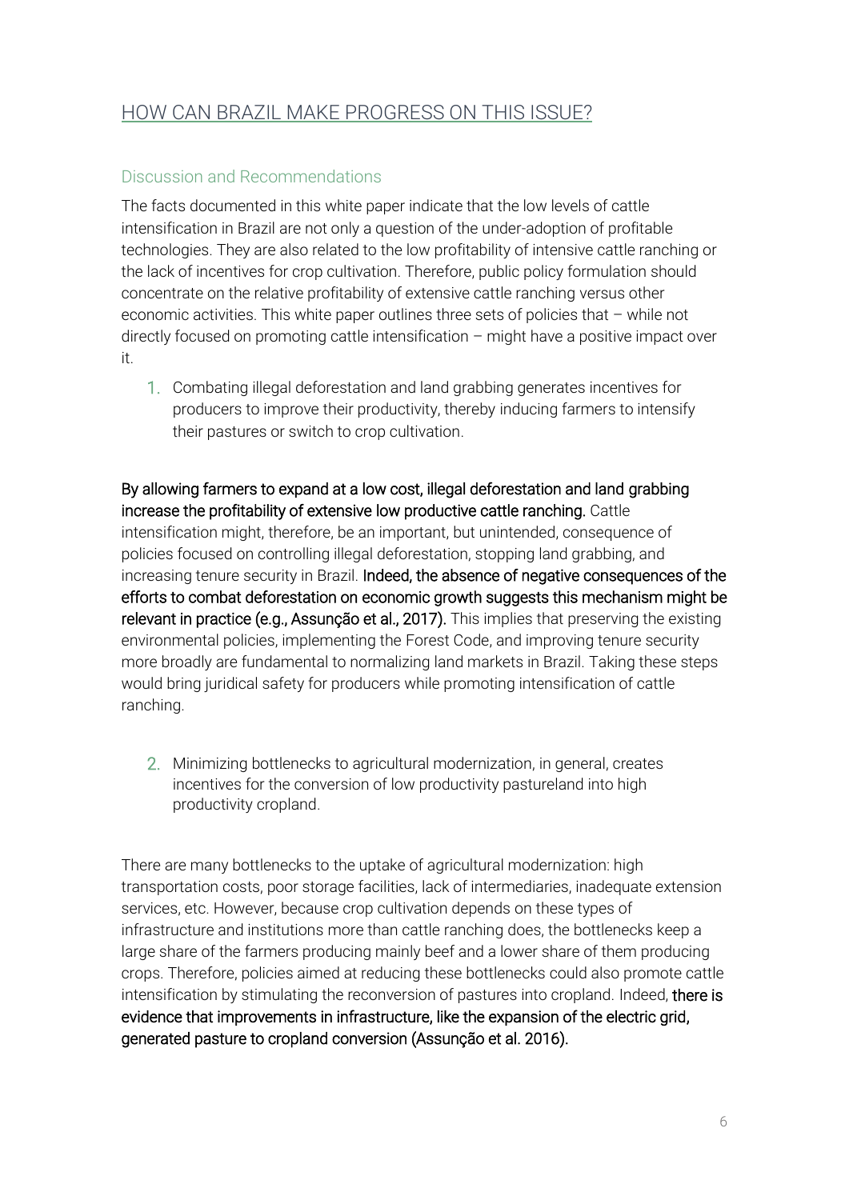## HOW CAN BRAZIL MAKE PROGRESS ON THIS ISSUE?

### Discussion and Recommendations

The facts documented in this white paper indicate that the low levels of cattle intensification in Brazil are not only a question of the under-adoption of profitable technologies. They are also related to the low profitability of intensive cattle ranching or the lack of incentives for crop cultivation. Therefore, public policy formulation should concentrate on the relative profitability of extensive cattle ranching versus other economic activities. This white paper outlines three sets of policies that – while not directly focused on promoting cattle intensification – might have a positive impact over it.

1. Combating illegal deforestation and land grabbing generates incentives for producers to improve their productivity, thereby inducing farmers to intensify their pastures or switch to crop cultivation.

**By allowing farmers to expand at a low cost, illegal deforestation and land grabbing increase the profitability of extensive low productive cattle ranching.** Cattle intensification might, therefore, be an important, but unintended, consequence of policies focused on controlling illegal deforestation, stopping land grabbing, and increasing tenure security in Brazil. **Indeed, the absence of negative consequences of the efforts to combat deforestation on economic growth suggests this mechanism might be relevant in practice (e.g., Assunção et al., 2017).** This implies that preserving the existing environmental policies, implementing the Forest Code, and improving tenure security more broadly are fundamental to normalizing land markets in Brazil. Taking these steps would bring juridical safety for producers while promoting intensification of cattle ranching.

2. Minimizing bottlenecks to agricultural modernization, in general, creates incentives for the conversion of low productivity pastureland into high productivity cropland.

There are many bottlenecks to the uptake of agricultural modernization: high transportation costs, poor storage facilities, lack of intermediaries, inadequate extension services, etc. However, because crop cultivation depends on these types of infrastructure and institutions more than cattle ranching does, the bottlenecks keep a large share of the farmers producing mainly beef and a lower share of them producing crops. Therefore, policies aimed at reducing these bottlenecks could also promote cattle intensification by stimulating the reconversion of pastures into cropland. Indeed, **there is evidence that improvements in infrastructure, like the expansion of the electric grid, generated pasture to cropland conversion (Assunção et al. 2016).**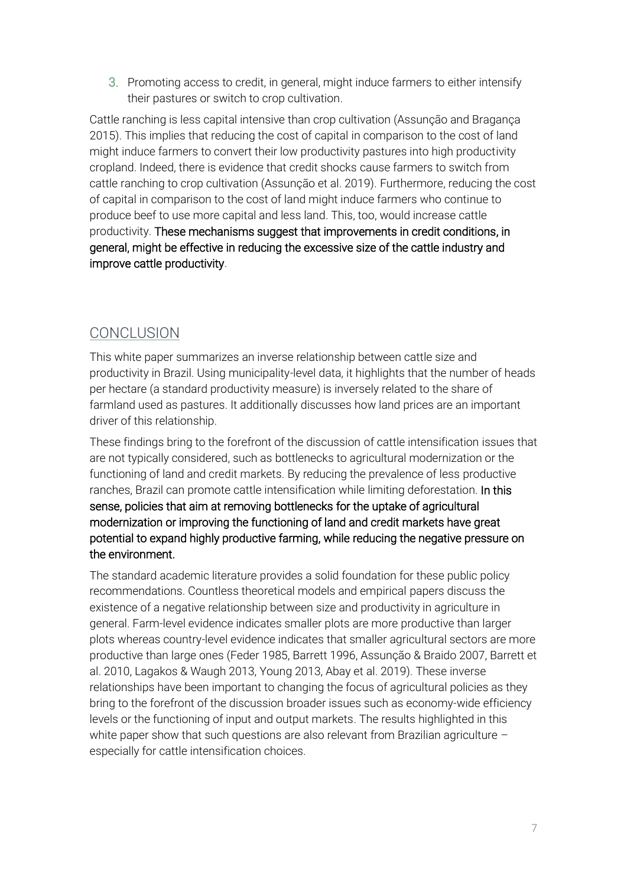3. Promoting access to credit, in general, might induce farmers to either intensify their pastures or switch to crop cultivation.

Cattle ranching is less capital intensive than crop cultivation (Assunção and Bragança 2015). This implies that reducing the cost of capital in comparison to the cost of land might induce farmers to convert their low productivity pastures into high productivity cropland. Indeed, there is evidence that credit shocks cause farmers to switch from cattle ranching to crop cultivation (Assunção et al. 2019). Furthermore, reducing the cost of capital in comparison to the cost of land might induce farmers who continue to produce beef to use more capital and less land. This, too, would increase cattle productivity. **These mechanisms suggest that improvements in credit conditions, in general, might be effective in reducing the excessive size of the cattle industry and improve cattle productivity**.

## CONCLUSION

This white paper summarizes an inverse relationship between cattle size and productivity in Brazil. Using municipality-level data, it highlights that the number of heads per hectare (a standard productivity measure) is inversely related to the share of farmland used as pastures. It additionally discusses how land prices are an important driver of this relationship.

These findings bring to the forefront of the discussion of cattle intensification issues that are not typically considered, such as bottlenecks to agricultural modernization or the functioning of land and credit markets. By reducing the prevalence of less productive ranches, Brazil can promote cattle intensification while limiting deforestation. **In this sense, policies that aim at removing bottlenecks for the uptake of agricultural modernization or improving the functioning of land and credit markets have great potential to expand highly productive farming, while reducing the negative pressure on the environment.**

The standard academic literature provides a solid foundation for these public policy recommendations. Countless theoretical models and empirical papers discuss the existence of a negative relationship between size and productivity in agriculture in general. Farm-level evidence indicates smaller plots are more productive than larger plots whereas country-level evidence indicates that smaller agricultural sectors are more productive than large ones (Feder 1985, Barrett 1996, Assunção & Braido 2007, Barrett et al. 2010, Lagakos & Waugh 2013, Young 2013, Abay et al. 2019). These inverse relationships have been important to changing the focus of agricultural policies as they bring to the forefront of the discussion broader issues such as economy-wide efficiency levels or the functioning of input and output markets. The results highlighted in this white paper show that such questions are also relevant from Brazilian agriculture – especially for cattle intensification choices.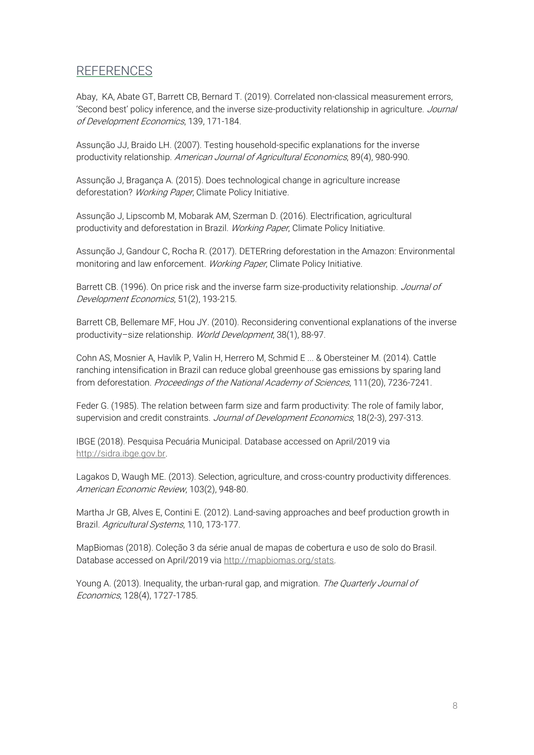## REFERENCES

Abay, KA, Abate GT, Barrett CB, Bernard T. (2019). Correlated non-classical measurement errors, 'Second best' policy inference, and the inverse size-productivity relationship in agriculture. *Journal of Development Economics*, 139, 171-184.

Assunção JJ, Braido LH. (2007). Testing household-specific explanations for the inverse productivity relationship. *American Journal of Agricultural Economics*, 89(4), 980-990.

Assunção J, Bragança A. (2015). Does technological change in agriculture increase deforestation? *Working Paper*, Climate Policy Initiative.

Assunção J, Lipscomb M, Mobarak AM, Szerman D. (2016). Electrification, agricultural productivity and deforestation in Brazil. *Working Paper*, Climate Policy Initiative.

Assunção J, Gandour C, Rocha R. (2017). DETERring deforestation in the Amazon: Environmental monitoring and law enforcement. *Working Paper*, Climate Policy Initiative.

Barrett CB. (1996). On price risk and the inverse farm size-productivity relationship. *Journal of Development Economics*, 51(2), 193-215.

Barrett CB, Bellemare MF, Hou JY. (2010). Reconsidering conventional explanations of the inverse productivity–size relationship. *World Development*, 38(1), 88-97.

Cohn AS, Mosnier A, Havlík P, Valin H, Herrero M, Schmid E ... & Obersteiner M. (2014). Cattle ranching intensification in Brazil can reduce global greenhouse gas emissions by sparing land from deforestation. *Proceedings of the National Academy of Sciences*, 111(20), 7236-7241.

Feder G. (1985). The relation between farm size and farm productivity: The role of family labor, supervision and credit constraints. *Journal of Development Economics*, 18(2-3), 297-313.

IBGE (2018). Pesquisa Pecuária Municipal. Database accessed on April/2019 via http://sidra.ibge.gov.br.

Lagakos D, Waugh ME. (2013). Selection, agriculture, and cross-country productivity differences. *American Economic Review*, 103(2), 948-80.

Martha Jr GB, Alves E, Contini E. (2012). Land-saving approaches and beef production growth in Brazil. *Agricultural Systems*, 110, 173-177.

MapBiomas (2018). Coleção 3 da série anual de mapas de cobertura e uso de solo do Brasil. Database accessed on April/2019 via http://mapbiomas.org/stats.

Young A. (2013). Inequality, the urban-rural gap, and migration. *The Quarterly Journal of Economics*, 128(4), 1727-1785.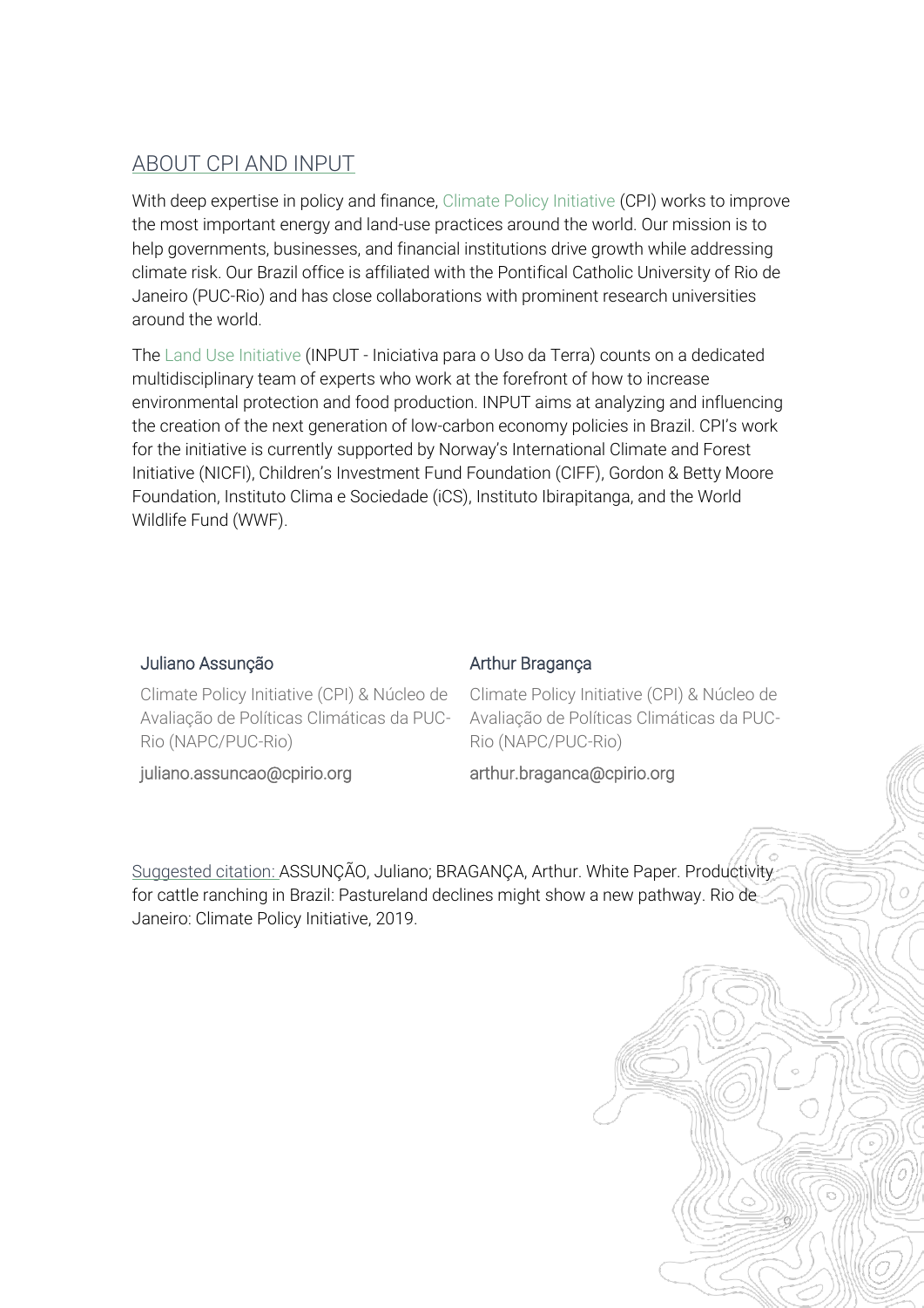## ABOUT CPI AND INPUT

With deep expertise in policy and finance, Climate Policy Initiative (CPI) works to improve the most important energy and land-use practices around the world. Our mission is to help governments, businesses, and financial institutions drive growth while addressing climate risk. Our Brazil office is affiliated with the Pontifical Catholic University of Rio de Janeiro (PUC-Rio) and has close collaborations with prominent research universities around the world.

The Land Use Initiative (INPUT - Iniciativa para o Uso da Terra) counts on a dedicated multidisciplinary team of experts who work at the forefront of how to increase environmental protection and food production. INPUT aims at analyzing and influencing the creation of the next generation of low-carbon economy policies in Brazil. CPI's work for the initiative is currently supported by Norway's International Climate and Forest Initiative (NICFI), Children's Investment Fund Foundation (CIFF), Gordon & Betty Moore Foundation, Instituto Clima e Sociedade (iCS), Instituto Ibirapitanga, and the World Wildlife Fund (WWF).

**Juliano Assunção**

Climate Policy Initiative (CPI) & Núcleo de Avaliação de Políticas Climáticas da PUC-Rio (NAPC/PUC-Rio)

juliano.assuncao@cpirio.org

**Arthur Bragança**

Climate Policy Initiative (CPI) & Núcleo de Avaliação de Políticas Climáticas da PUC-Rio (NAPC/PUC-Rio)

arthur.braganca@cpirio.org

Suggested citation: ASSUNÇÃO, Juliano; BRAGANÇA, Arthur. White Paper. Productivity for cattle ranching in Brazil: Pastureland declines might show a new pathway. Rio de Janeiro: Climate Policy Initiative, 2019.